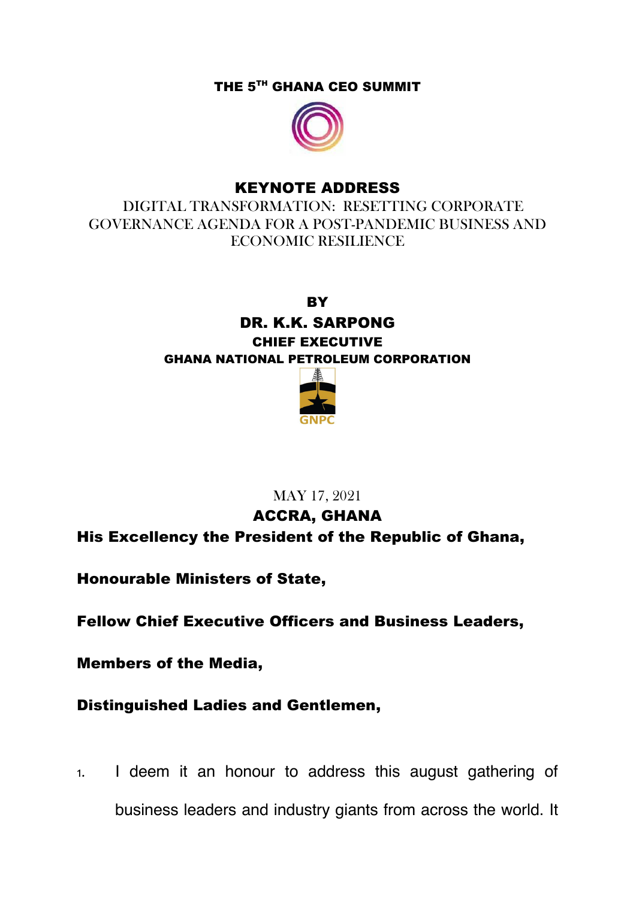**THE 5TH GHANA CEO SUMMIT**

# KEYNOTE ADDRESS

DIGITAL TRANSFORMATION: RESETTING CORPORATE GOVERNANCE AGENDA FOR A POST-PANDEMIC BUSINESS AND ECONOMIC RESILIENCE

**BY**

**DR. K.K. SARPONG**

**CHIEF EXECUTIVE**

**GHANA NATIONAL PETROLEUM CORPORATION**

GNPC

MAY 17, 2021

**ACCRA, GHANA**

**His Excellency the President of the Republic of Ghana,**

**Honourable Ministers of State,**

**Fellow Chief Executive Officers and Business Leaders,**

**Members of the Media,**

**Distinguished Ladies and Gentlemen,**

1. I deem it an honour to address this august gathering of business leaders and industry giants from across the world. It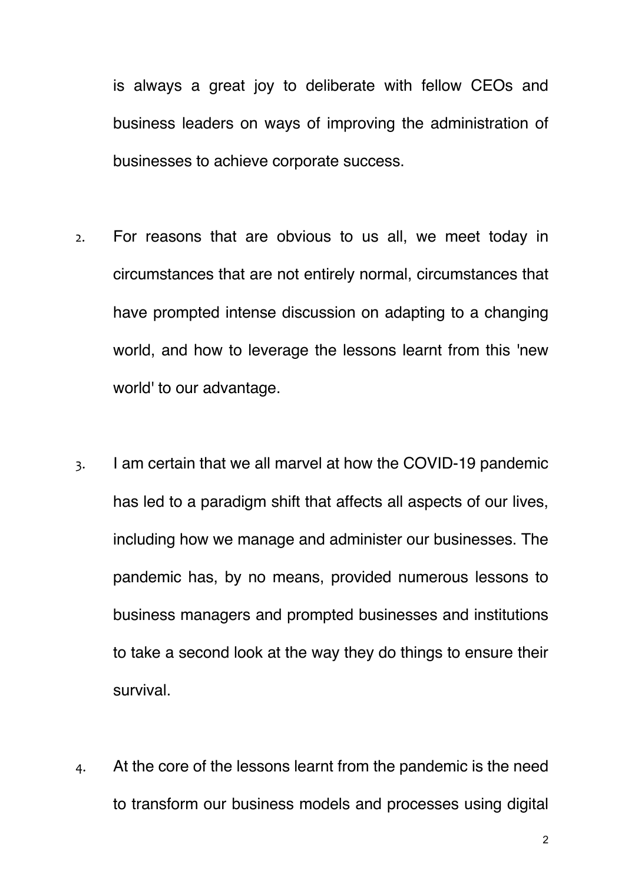is always a great joy to deliberate with fellow CEOs and business leaders on ways of improving the administration of businesses to achieve corporate success.

2. For reasons that are obvious to us all, we meet today in circumstances that are not entirely normal, circumstances that have prompted intense discussion on adapting to a changing world, and how to leverage the lessons learnt from this 'new world' to our advantage.

3. I am certain that we all marvel at how the COVID-19 pandemic has led to a paradigm shift that affects all aspects of our lives, including how we manage and administer our businesses. The pandemic has, by no means, provided numerous lessons to business managers and prompted businesses and institutions to take a second look at the way they do things to ensure their survival.

4. At the core of the lessons learnt from the pandemic is the need to transform our business models and processes using digital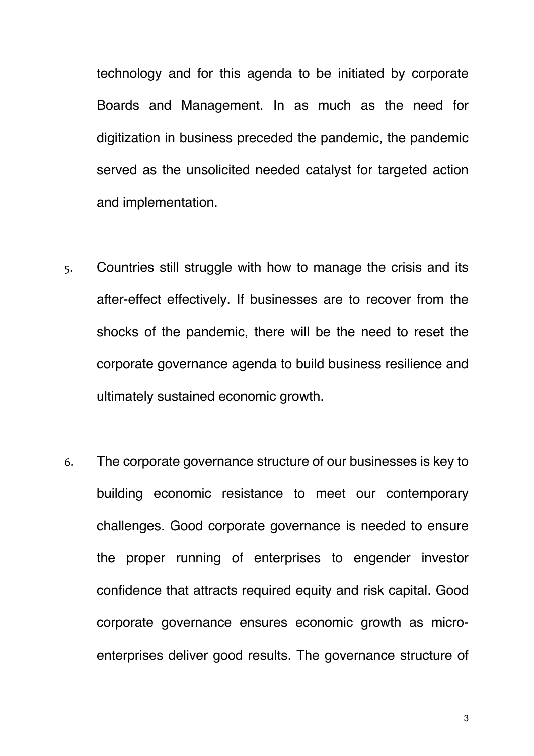technology and for this agenda to be initiated by corporate Boards and Management. In as much as the need for digitization in business preceded the pandemic, the pandemic served as the unsolicited needed catalyst for targeted action and implementation.

5. Countries still struggle with how to manage the crisis and its after-effect effectively. If businesses are to recover from the shocks of the pandemic, there will be the need to reset the corporate governance agenda to build business resilience and ultimately sustained economic growth.

6. The corporate governance structure of our businesses is key to building economic resistance to meet our contemporary challenges. Good corporate governance is needed to ensure the proper running of enterprises to engender investor confidence that attracts required equity and risk capital. Good corporate governance ensures economic growth as micro-enterprises deliver good results. The governance structure of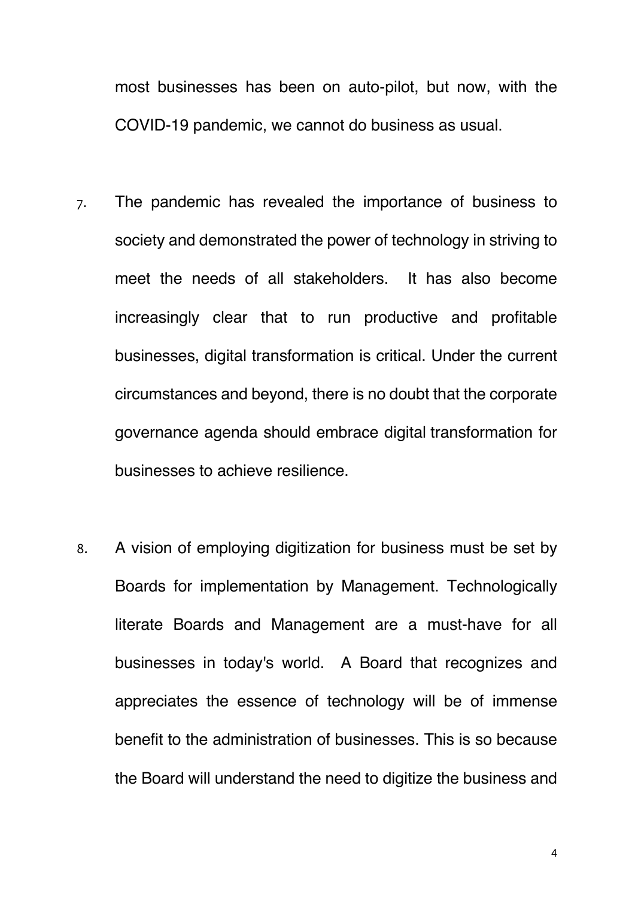most businesses has been on auto-pilot, but now, with the COVID-19 pandemic, we cannot do business as usual.

7. The pandemic has revealed the importance of business to society and demonstrated the power of technology in striving to meet the needs of all stakeholders. It has also become increasingly clear that to run productive and profitable businesses, digital transformation is critical. Under the current circumstances and beyond, there is no doubt that the corporate governance agenda should embrace digital transformation for businesses to achieve resilience.

8. A vision of employing digitization for business must be set by Boards for implementation by Management. Technologically literate Boards and Management are a must-have for all businesses in today's world. A Board that recognizes and appreciates the essence of technology will be of immense benefit to the administration of businesses. This is so because the Board will understand the need to digitize the business and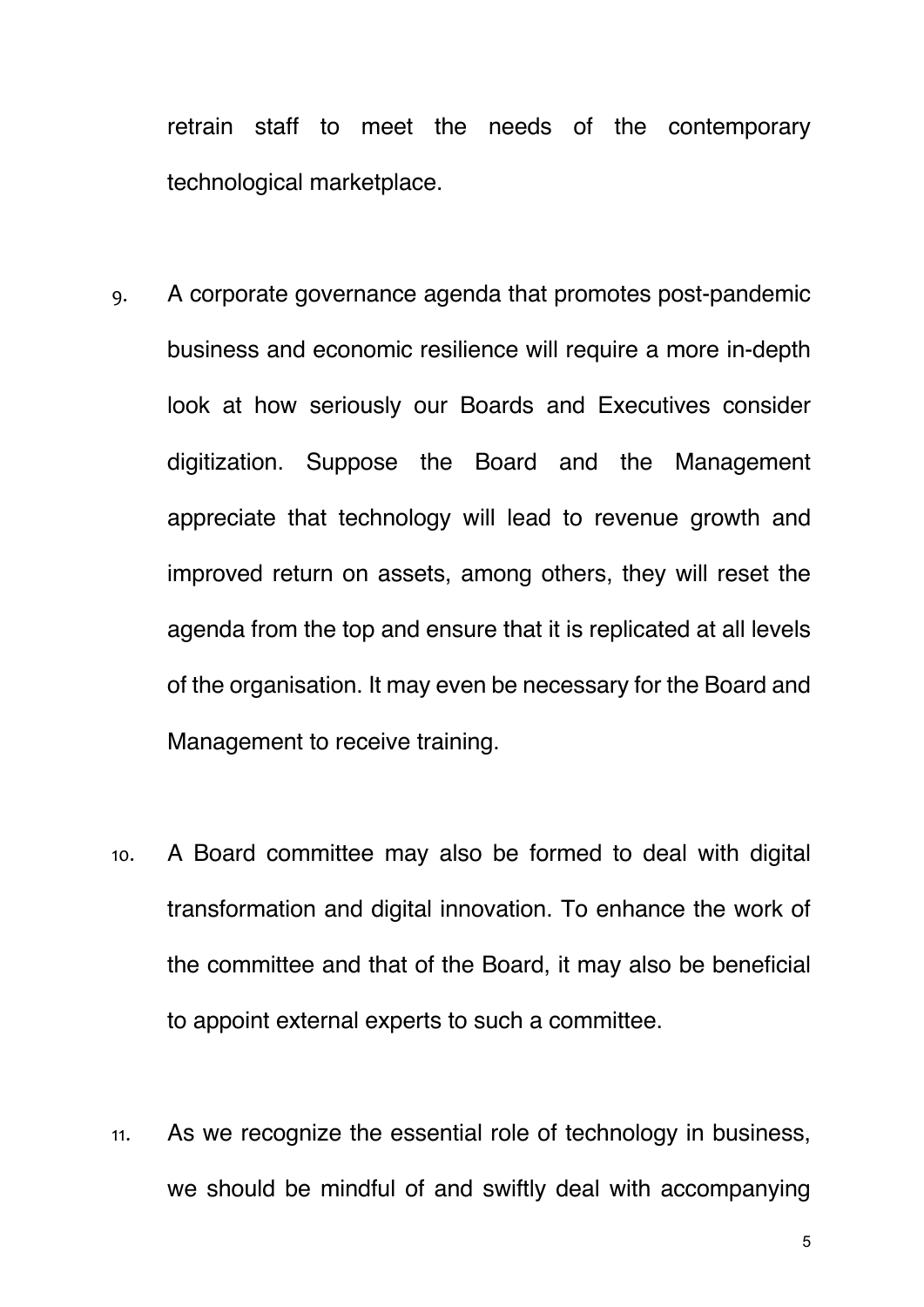retrain staff to meet the needs of the contemporary technological marketplace.

9. A corporate governance agenda that promotes post-pandemic business and economic resilience will require a more in-depth look at how seriously our Boards and Executives consider digitization. Suppose the Board and the Management appreciate that technology will lead to revenue growth and improved return on assets, among others, they will reset the agenda from the top and ensure that it is replicated at all levels of the organisation. It may even be necessary for the Board and Management to receive training.

10. A Board committee may also be formed to deal with digital transformation and digital innovation. To enhance the work of the committee and that of the Board, it may also be beneficial to appoint external experts to such a committee.

11. As we recognize the essential role of technology in business, we should be mindful of and swiftly deal with accompanying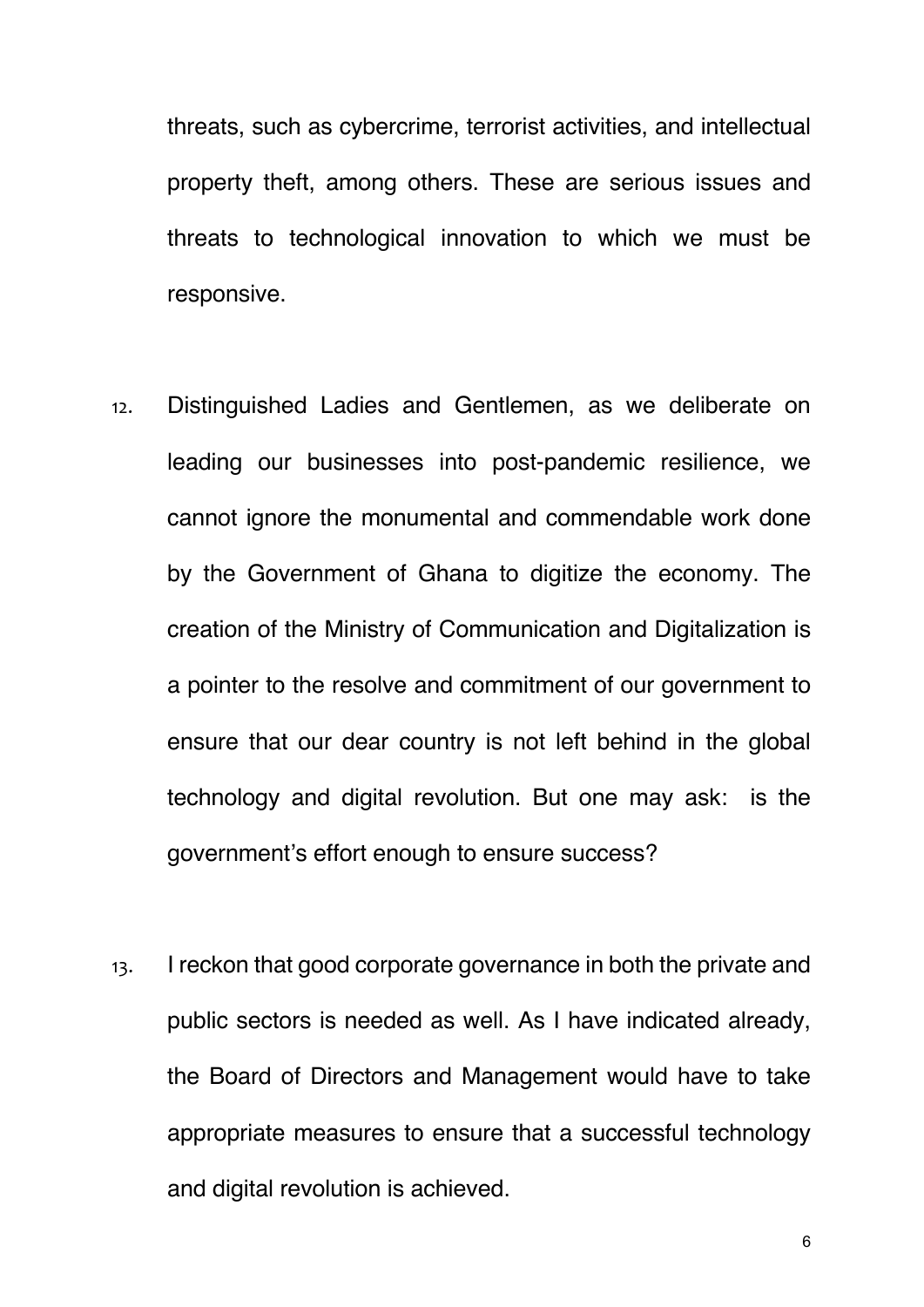threats, such as cybercrime, terrorist activities, and intellectual property theft, among others. These are serious issues and threats to technological innovation to which we must be responsive.

12. Distinguished Ladies and Gentlemen, as we deliberate on leading our businesses into post-pandemic resilience, we cannot ignore the monumental and commendable work done by the Government of Ghana to digitize the economy. The creation of the Ministry of Communication and Digitalization is a pointer to the resolve and commitment of our government to ensure that our dear country is not left behind in the global technology and digital revolution. But one may ask: is the government's effort enough to ensure success?

13. I reckon that good corporate governance in both the private and public sectors is needed as well. As I have indicated already, the Board of Directors and Management would have to take appropriate measures to ensure that a successful technology and digital revolution is achieved.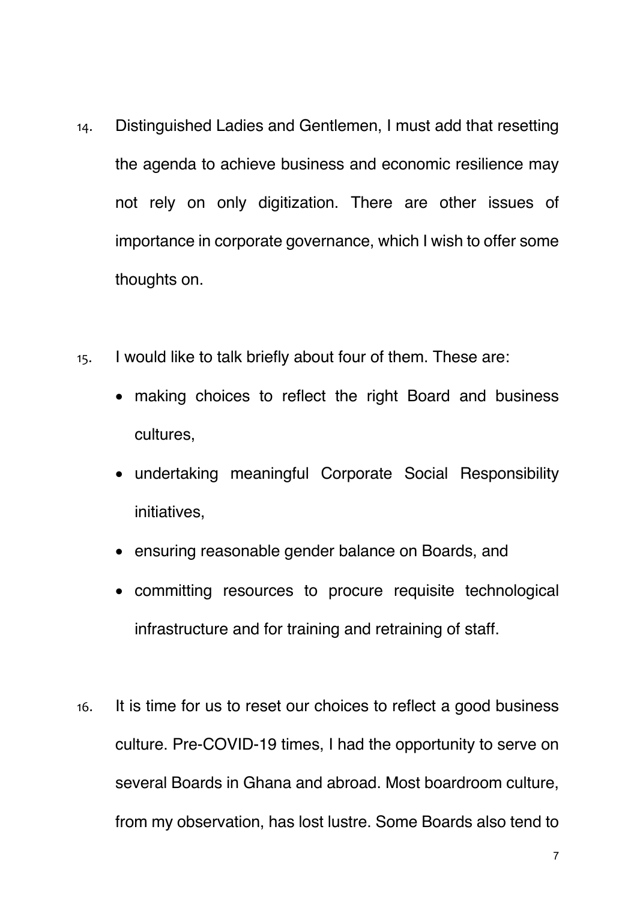14. Distinguished Ladies and Gentlemen, I must add that resetting the agenda to achieve business and economic resilience may not rely on only digitization. There are other issues of importance in corporate governance, which I wish to offer some thoughts on.

15. I would like to talk briefly about four of them. These are:

    - making choices to reflect the right Board and business cultures,
    - undertaking meaningful Corporate Social Responsibility initiatives,
    - ensuring reasonable gender balance on Boards, and
    - committing resources to procure requisite technological infrastructure and for training and retraining of staff.

16. It is time for us to reset our choices to reflect a good business culture. Pre-COVID-19 times, I had the opportunity to serve on several Boards in Ghana and abroad. Most boardroom culture, from my observation, has lost lustre. Some Boards also tend to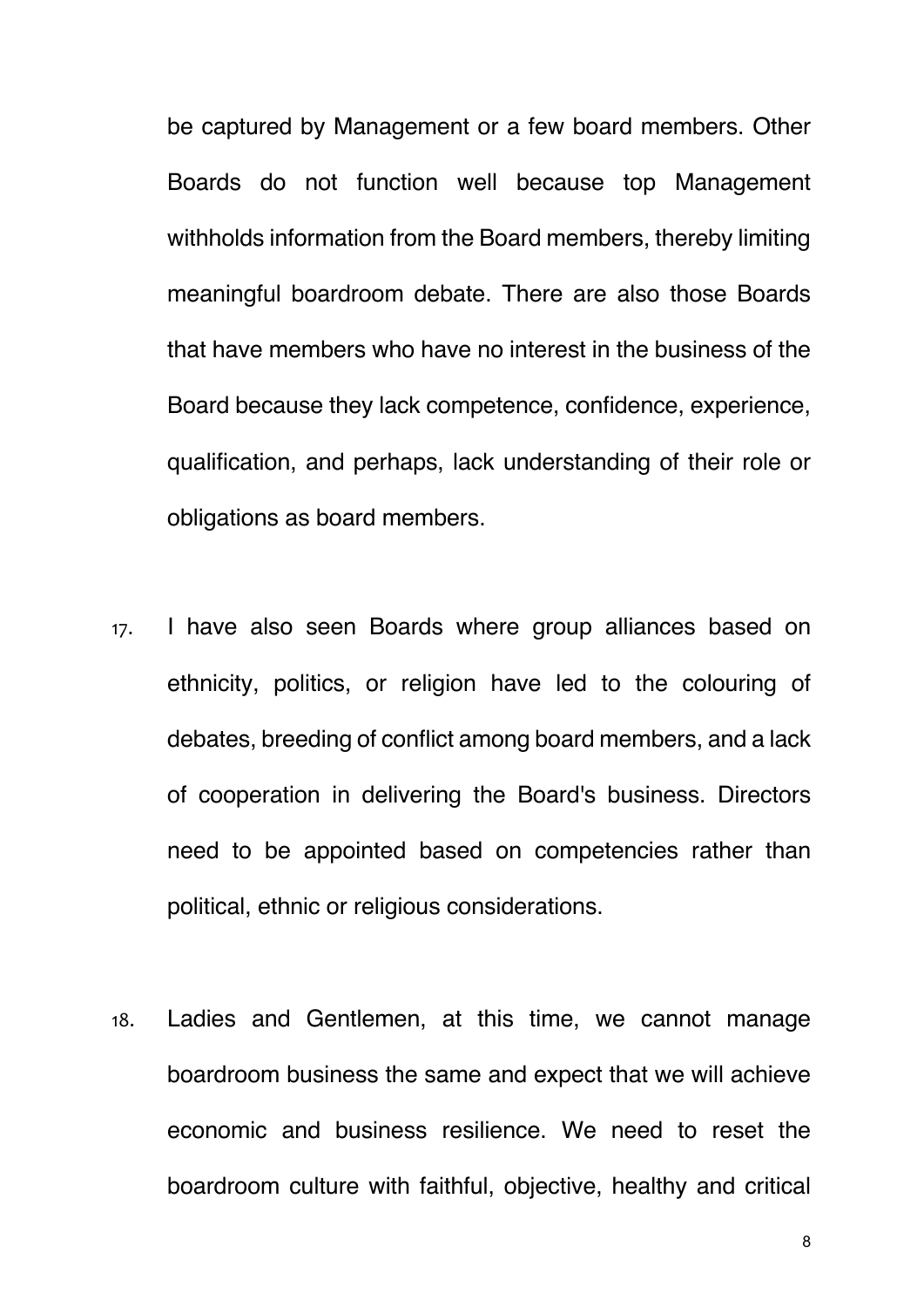be captured by Management or a few board members. Other Boards do not function well because top Management withholds information from the Board members, thereby limiting meaningful boardroom debate. There are also those Boards that have members who have no interest in the business of the Board because they lack competence, confidence, experience, qualification, and perhaps, lack understanding of their role or obligations as board members.

17. I have also seen Boards where group alliances based on ethnicity, politics, or religion have led to the colouring of debates, breeding of conflict among board members, and a lack of cooperation in delivering the Board's business. Directors need to be appointed based on competencies rather than political, ethnic or religious considerations.

18. Ladies and Gentlemen, at this time, we cannot manage boardroom business the same and expect that we will achieve economic and business resilience. We need to reset the boardroom culture with faithful, objective, healthy and critical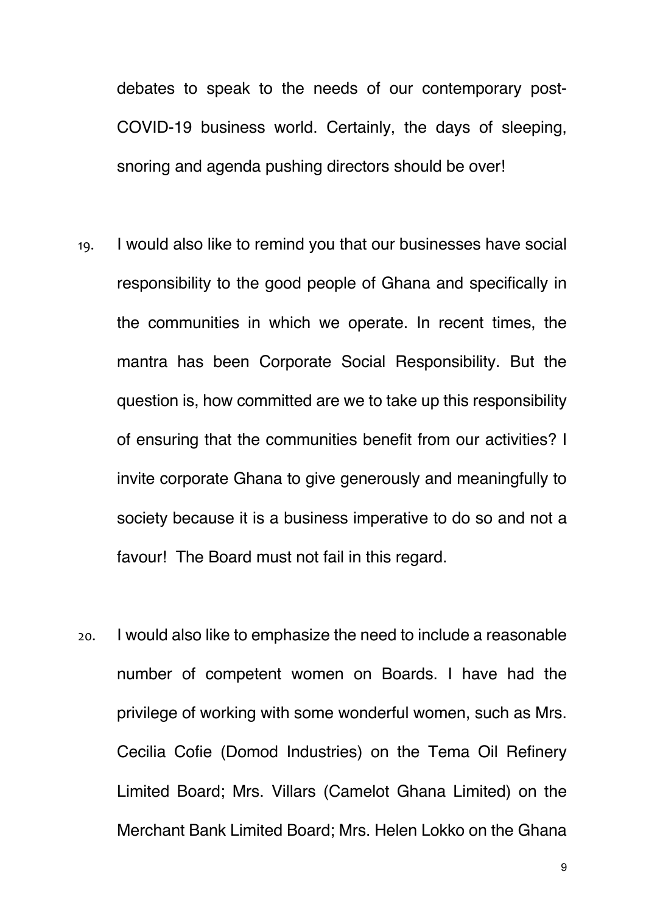debates to speak to the needs of our contemporary post-COVID-19 business world. Certainly, the days of sleeping, snoring and agenda pushing directors should be over!

19. I would also like to remind you that our businesses have social responsibility to the good people of Ghana and specifically in the communities in which we operate. In recent times, the mantra has been Corporate Social Responsibility. But the question is, how committed are we to take up this responsibility of ensuring that the communities benefit from our activities? I invite corporate Ghana to give generously and meaningfully to society because it is a business imperative to do so and not a favour! The Board must not fail in this regard.

20. I would also like to emphasize the need to include a reasonable number of competent women on Boards. I have had the privilege of working with some wonderful women, such as Mrs. Cecilia Cofie (Domod Industries) on the Tema Oil Refinery Limited Board; Mrs. Villars (Camelot Ghana Limited) on the Merchant Bank Limited Board; Mrs. Helen Lokko on the Ghana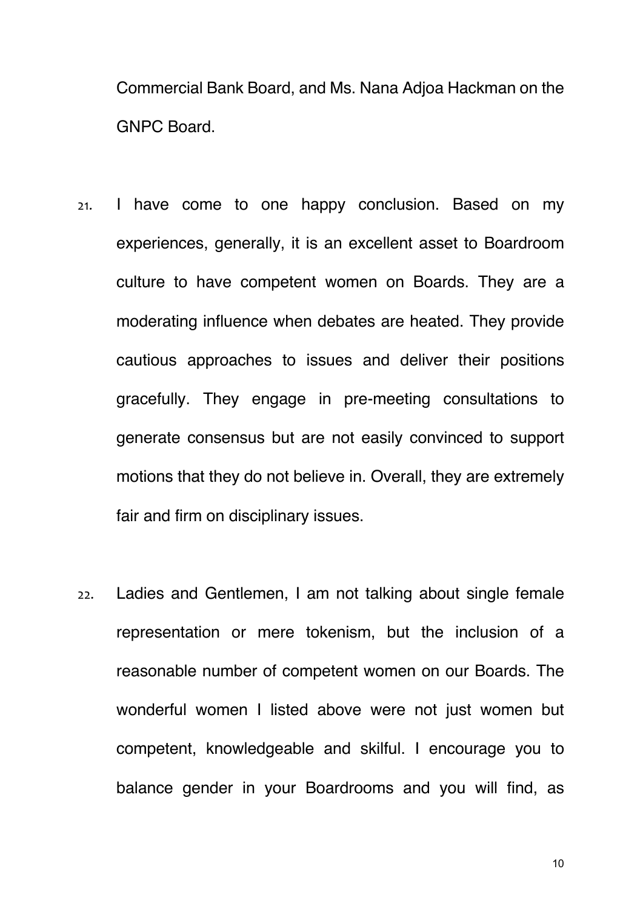Commercial Bank Board, and Ms. Nana Adjoa Hackman on the GNPC Board.

21. I have come to one happy conclusion. Based on my experiences, generally, it is an excellent asset to Boardroom culture to have competent women on Boards. They are a moderating influence when debates are heated. They provide cautious approaches to issues and deliver their positions gracefully. They engage in pre-meeting consultations to generate consensus but are not easily convinced to support motions that they do not believe in. Overall, they are extremely fair and firm on disciplinary issues.

22. Ladies and Gentlemen, I am not talking about single female representation or mere tokenism, but the inclusion of a reasonable number of competent women on our Boards. The wonderful women I listed above were not just women but competent, knowledgeable and skilful. I encourage you to balance gender in your Boardrooms and you will find, as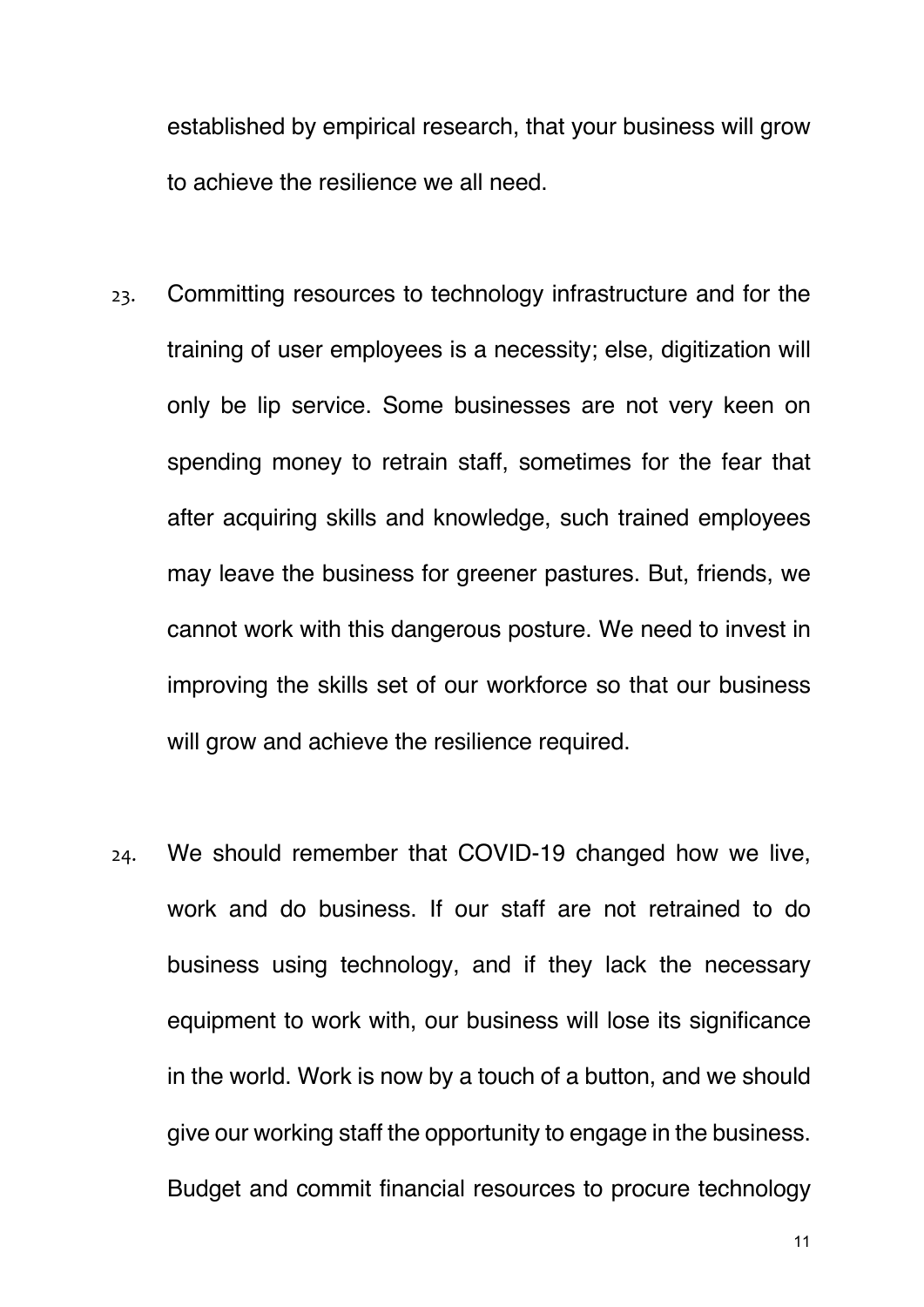established by empirical research, that your business will grow to achieve the resilience we all need.

23. Committing resources to technology infrastructure and for the training of user employees is a necessity; else, digitization will only be lip service. Some businesses are not very keen on spending money to retrain staff, sometimes for the fear that after acquiring skills and knowledge, such trained employees may leave the business for greener pastures. But, friends, we cannot work with this dangerous posture. We need to invest in improving the skills set of our workforce so that our business will grow and achieve the resilience required.

24. We should remember that COVID-19 changed how we live, work and do business. If our staff are not retrained to do business using technology, and if they lack the necessary equipment to work with, our business will lose its significance in the world. Work is now by a touch of a button, and we should give our working staff the opportunity to engage in the business. Budget and commit financial resources to procure technology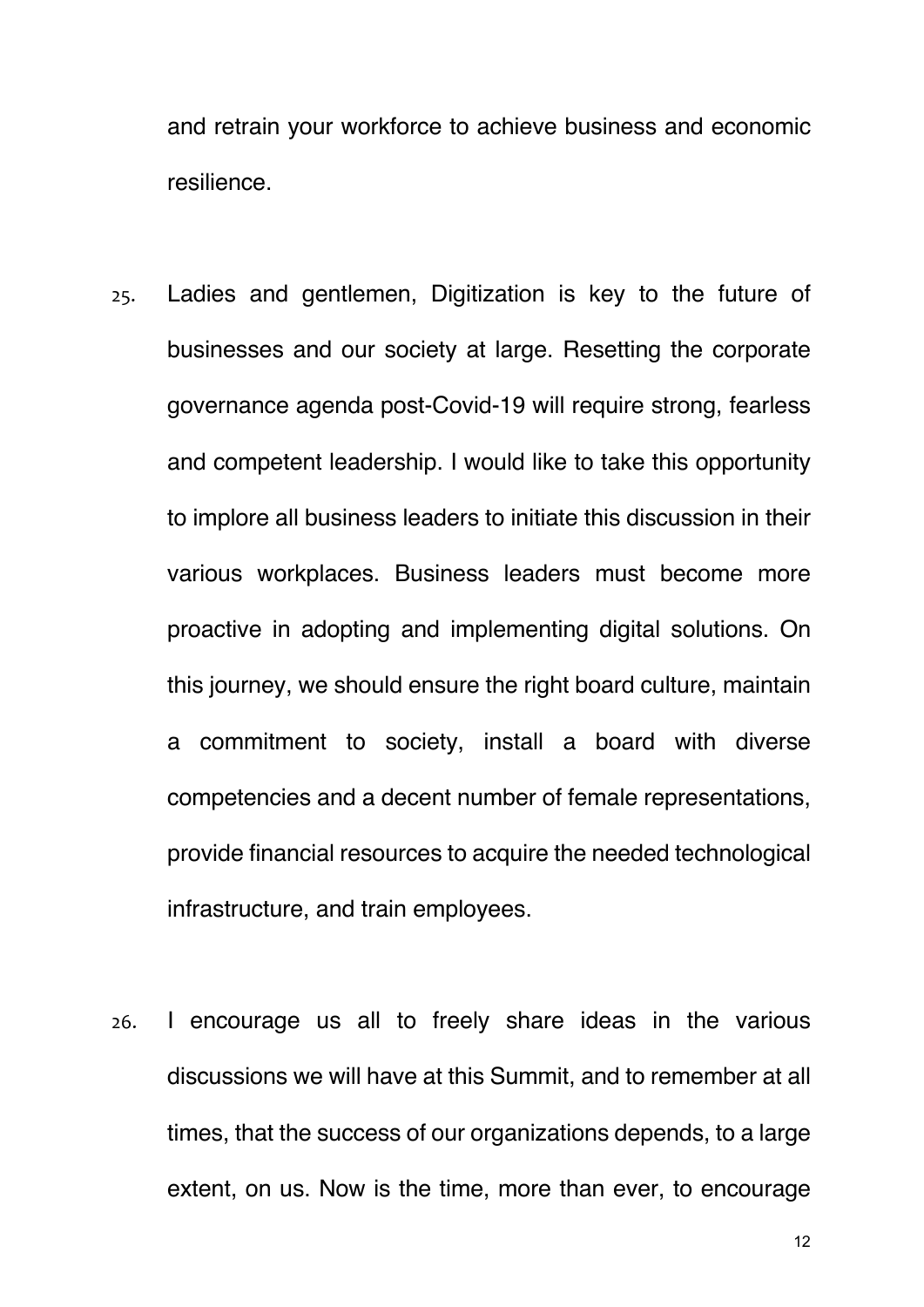and retrain your workforce to achieve business and economic resilience.

25. Ladies and gentlemen, Digitization is key to the future of businesses and our society at large. Resetting the corporate governance agenda post-Covid-19 will require strong, fearless and competent leadership. I would like to take this opportunity to implore all business leaders to initiate this discussion in their various workplaces. Business leaders must become more proactive in adopting and implementing digital solutions. On this journey, we should ensure the right board culture, maintain a commitment to society, install a board with diverse competencies and a decent number of female representations, provide financial resources to acquire the needed technological infrastructure, and train employees.

26. I encourage us all to freely share ideas in the various discussions we will have at this Summit, and to remember at all times, that the success of our organizations depends, to a large extent, on us. Now is the time, more than ever, to encourage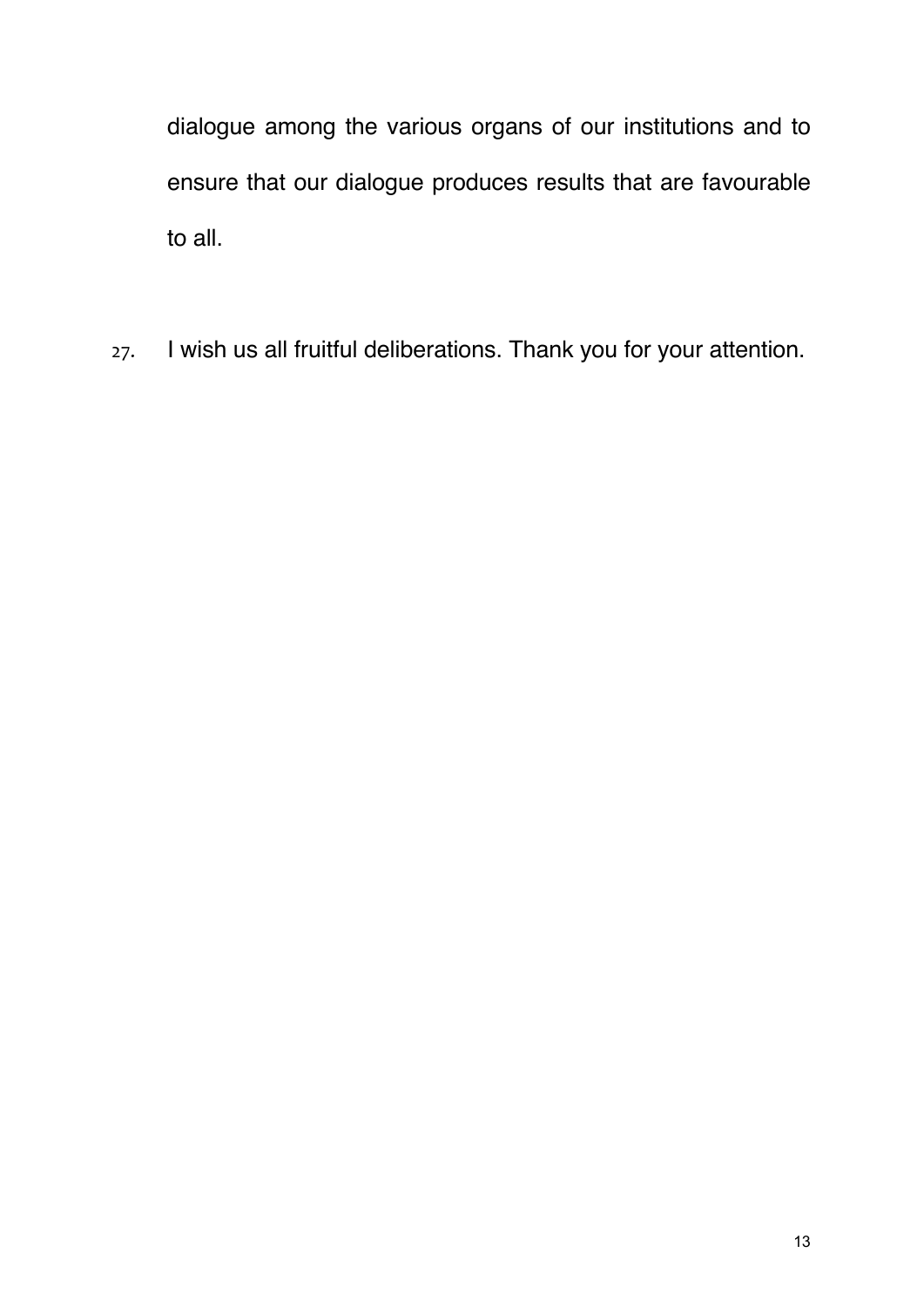dialogue among the various organs of our institutions and to ensure that our dialogue produces results that are favourable to all.

27. I wish us all fruitful deliberations. Thank you for your attention.